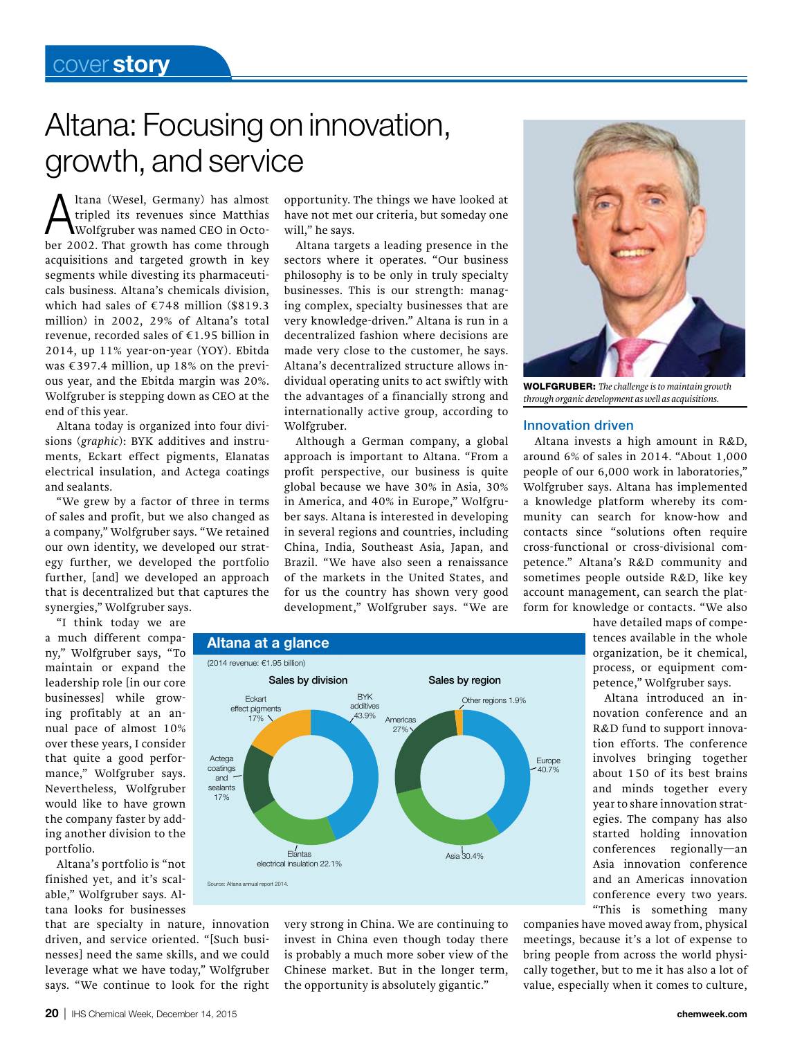# Altana: Focusing on innovation, growth, and service

Altana (Wesel, Germany) has almost tripled its revenues since Matthias Wolfgruber was named CEO in October 2002. That growth has come through acquisitions and targeted growth in key segments while divesting its pharmaceuticals business. Altana's chemicals division, which had sales of €748 million ($819.3 million) in 2002, 29% of Altana's total revenue, recorded sales of €1.95 billion in 2014, up 11% year-on-year (YOY). Ebitda was €397.4 million, up 18% on the previous year, and the Ebitda margin was 20%. Wolfgruber is stepping down as CEO at the end of this year.

Altana today is organized into four divisions (*graphic*): BYK additives and instruments, Eckart effect pigments, Elanatas electrical insulation, and Actega coatings and sealants.

"We grew by a factor of three in terms of sales and profit, but we also changed as a company," Wolfgruber says. "We retained our own identity, we developed our strategy further, we developed the portfolio further, [and] we developed an approach that is decentralized but that captures the synergies," Wolfgruber says.

"I think today we are a much different company," Wolfgruber says, "To maintain or expand the leadership role [in our core businesses] while growing profitably at an annual pace of almost 10% over these years, I consider that quite a good performance," Wolfgruber says. Nevertheless, Wolfgruber would like to have grown the company faster by adding another division to the portfolio.

Altana's portfolio is "not finished yet, and it's scalable," Wolfgruber says. Altana looks for businesses that are specialty in nature, innovation driven, and service oriented. "[Such businesses] need the same skills, and we could leverage what we have today," Wolfgruber says. "We continue to look for the right opportunity. The things we have looked at have not met our criteria, but someday one will," he says.

Altana targets a leading presence in the sectors where it operates. "Our business philosophy is to be only in truly specialty businesses. This is our strength: managing complex, specialty businesses that are very knowledge-driven." Altana is run in a decentralized fashion where decisions are made very close to the customer, he says. Altana's decentralized structure allows individual operating units to act swiftly with the advantages of a financially strong and internationally active group, according to Wolfgruber.

Although a German company, a global approach is important to Altana. "From a profit perspective, our business is quite global because we have 30% in Asia, 30% in America, and 40% in Europe," Wolfgruber says. Altana is interested in developing in several regions and countries, including China, India, Southeast Asia, Japan, and Brazil. "We have also seen a renaissance of the markets in the United States, and for us the country has shown very good development," Wolfgruber says. "We are very strong in China. We are continuing to invest in China even though today there is probably a much more sober view of the Chinese market. But in the longer term, the opportunity is absolutely gigantic."

**Altana at a glance**

(2014 revenue: €1.95 billion)

Sales by division

| Division | Share |
|---|---|
| BYK additives | 43.9% |
| Elantas electrical insulation | 22.1% |
| Actega coatings and sealants | 17% |
| Eckart effect pigments | 17% |

Sales by region

| Region | Share |
|---|---|
| Europe | 40.7% |
| Asia | 30.4% |
| Americas | 27% |
| Other regions | 1.9% |

Source: Altana annual report 2014.

**WOLFGRUBER:** *The challenge is to maintain growth through organic development as well as acquisitions.*

## Innovation driven

Altana invests a high amount in R&D, around 6% of sales in 2014. "About 1,000 people of our 6,000 work in laboratories," Wolfgruber says. Altana has implemented a knowledge platform whereby its community can search for know-how and contacts since "solutions often require cross-functional or cross-divisional competence." Altana's R&D community and sometimes people outside R&D, like key account management, can search the platform for knowledge or contacts. "We also have detailed maps of competences available in the whole organization, be it chemical, process, or equipment competence," Wolfgruber says.

Altana introduced an innovation conference and an R&D fund to support innovation efforts. The conference involves bringing together about 150 of its best brains and minds together every year to share innovation strategies. The company has also started holding innovation conferences regionally—an Asia innovation conference and an Americas innovation conference every two years. "This is something many companies have moved away from, physical meetings, because it's a lot of expense to bring people from across the world physically together, but to me it has also a lot of value, especially when it comes to culture,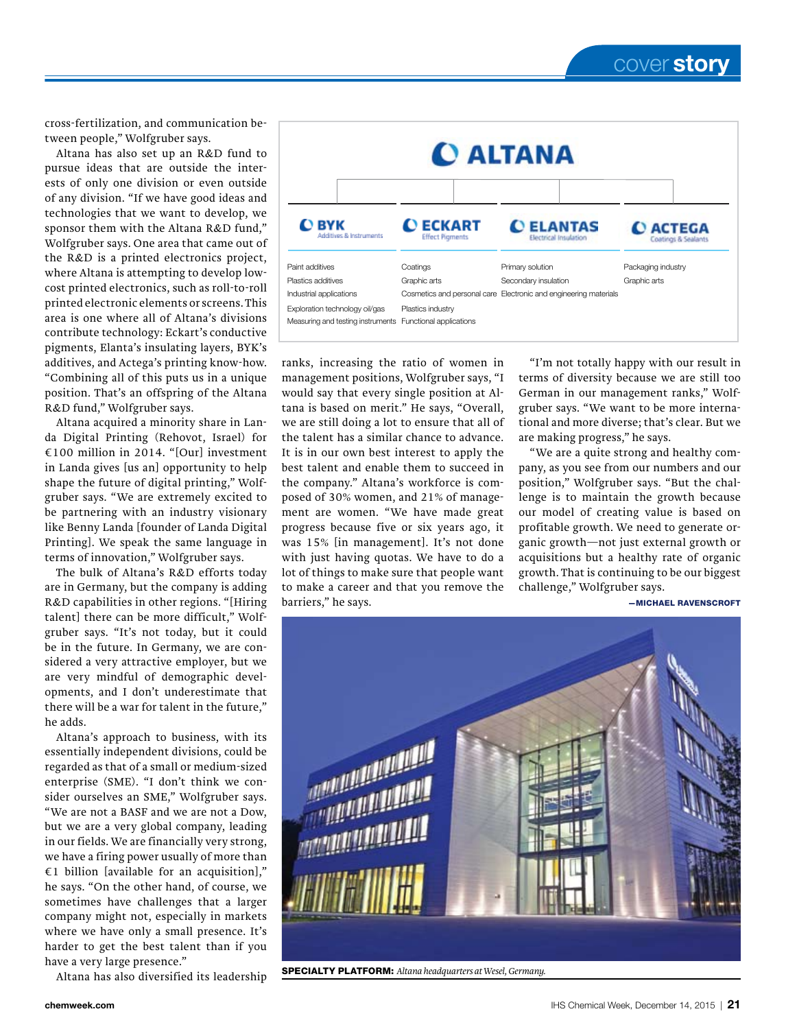cross-fertilization, and communication between people," Wolfgruber says.

Altana has also set up an R&D fund to pursue ideas that are outside the interests of only one division or even outside of any division. "If we have good ideas and technologies that we want to develop, we sponsor them with the Altana R&D fund," Wolfgruber says. One area that came out of the R&D is a printed electronics project, where Altana is attempting to develop low-cost printed electronics, such as roll-to-roll printed electronic elements or screens. This area is one where all of Altana's divisions contribute technology: Eckart's conductive pigments, Elanta's insulating layers, BYK's additives, and Actega's printing know-how. "Combining all of this puts us in a unique position. That's an offspring of the Altana R&D fund," Wolfgruber says.

Altana acquired a minority share in Landa Digital Printing (Rehovot, Israel) for €100 million in 2014. "[Our] investment in Landa gives [us an] opportunity to help shape the future of digital printing," Wolfgruber says. "We are extremely excited to be partnering with an industry visionary like Benny Landa [founder of Landa Digital Printing]. We speak the same language in terms of innovation," Wolfgruber says.

The bulk of Altana's R&D efforts today are in Germany, but the company is adding R&D capabilities in other regions. "[Hiring talent] there can be more difficult," Wolfgruber says. "It's not today, but it could be in the future. In Germany, we are considered a very attractive employer, but we are very mindful of demographic developments, and I don't underestimate that there will be a war for talent in the future," he adds.

Altana's approach to business, with its essentially independent divisions, could be regarded as that of a small or medium-sized enterprise (SME). "I don't think we consider ourselves an SME," Wolfgruber says. "We are not a BASF and we are not a Dow, but we are a very global company, leading in our fields. We are financially very strong, we have a firing power usually of more than €1 billion [available for an acquisition]," he says. "On the other hand, of course, we sometimes have challenges that a larger company might not, especially in markets where we have only a small presence. It's harder to get the best talent than if you have a very large presence."

Altana has also diversified its leadership ranks, increasing the ratio of women in management positions, Wolfgruber says, "I would say that every single position at Altana is based on merit." He says, "Overall, we are still doing a lot to ensure that all of the talent has a similar chance to advance. It is in our own best interest to apply the best talent and enable them to succeed in the company." Altana's workforce is composed of 30% women, and 21% of management are women. "We have made great progress because five or six years ago, it was 15% [in management]. It's not done with just having quotas. We have to do a lot of things to make sure that people want to make a career and that you remove the barriers," he says.

"I'm not totally happy with our result in terms of diversity because we are still too German in our management ranks," Wolfgruber says. "We want to be more international and more diverse; that's clear. But we are making progress," he says.

"We are a quite strong and healthy company, as you see from our numbers and our position," Wolfgruber says. "But the challenge is to maintain the growth because our model of creating value is based on profitable growth. We need to generate organic growth—not just external growth or acquisitions but a healthy rate of organic growth. That is continuing to be our biggest challenge," Wolfgruber says.

—MICHAEL RAVENSCROFT

ALTANA

| BYK Additives & Instruments | ECKART Effect Pigments | ELANTAS Electrical Insulation | ACTEGA Coatings & Sealants |
|---|---|---|---|
| Paint additives | Coatings | Primary solution | Packaging industry |
| Plastics additives | Graphic arts | Secondary insulation | Graphic arts |
| Industrial applications | Cosmetics and personal care | Electronic and engineering materials | |
| Exploration technology oil/gas | Plastics industry | | |
| Measuring and testing instruments | Functional applications | | |

**SPECIALTY PLATFORM:** *Altana headquarters at Wesel, Germany.*